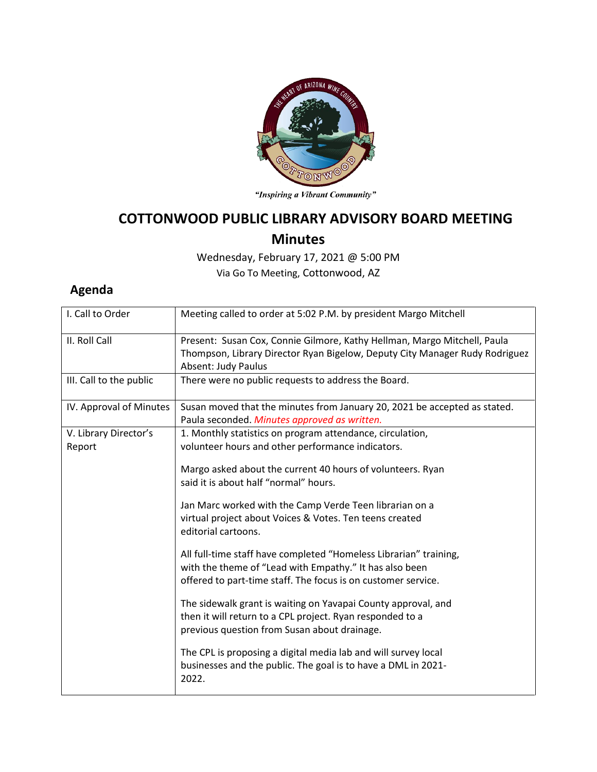"Inspiring a Vibrant Community"

# COTTONWOOD PUBLIC LIBRARY ADVISORY BOARD MEETING

## Minutes

Wednesday, February 17, 2021 @ 5:00 PM
Via Go To Meeting, Cottonwood, AZ

## Agenda

| | |
|---|---|
| I. Call to Order | Meeting called to order at 5:02 P.M. by president Margo Mitchell |
| II. Roll Call | Present: Susan Cox, Connie Gilmore, Kathy Hellman, Margo Mitchell, Paula Thompson, Library Director Ryan Bigelow, Deputy City Manager Rudy Rodriguez<br>Absent: Judy Paulus |
| III. Call to the public | There were no public requests to address the Board. |
| IV. Approval of Minutes | Susan moved that the minutes from January 20, 2021 be accepted as stated. Paula seconded. *Minutes approved as written.* |
| V. Library Director's Report | 1. Monthly statistics on program attendance, circulation, volunteer hours and other performance indicators.<br><br>Margo asked about the current 40 hours of volunteers. Ryan said it is about half "normal" hours.<br><br>Jan Marc worked with the Camp Verde Teen librarian on a virtual project about Voices & Votes. Ten teens created editorial cartoons.<br><br>All full-time staff have completed "Homeless Librarian" training, with the theme of "Lead with Empathy." It has also been offered to part-time staff. The focus is on customer service.<br><br>The sidewalk grant is waiting on Yavapai County approval, and then it will return to a CPL project. Ryan responded to a previous question from Susan about drainage.<br><br>The CPL is proposing a digital media lab and will survey local businesses and the public. The goal is to have a DML in 2021-2022. |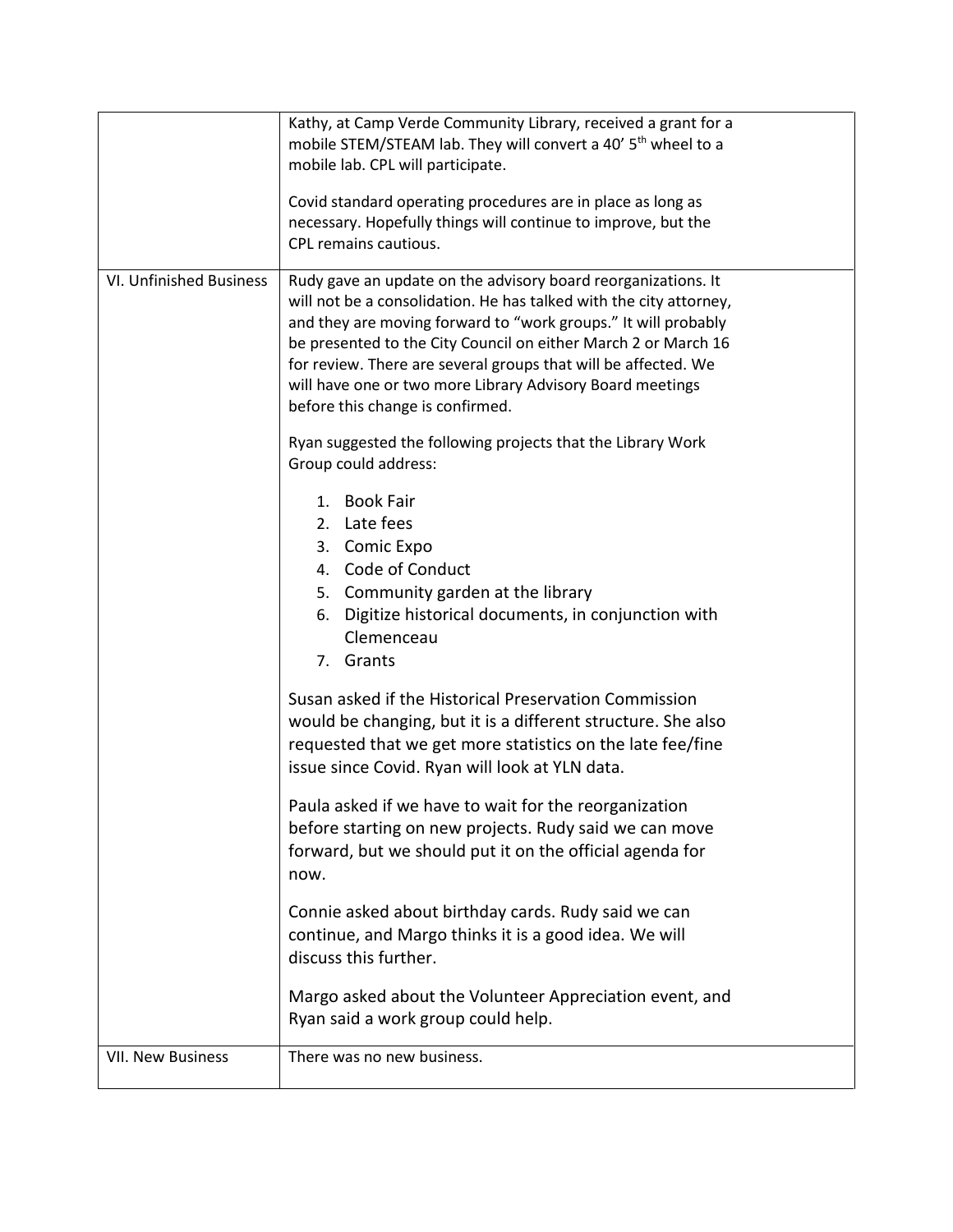| | |
|---|---|
| | Kathy, at Camp Verde Community Library, received a grant for a mobile STEM/STEAM lab. They will convert a 40' 5[th] wheel to a mobile lab. CPL will participate.<br><br>Covid standard operating procedures are in place as long as necessary. Hopefully things will continue to improve, but the CPL remains cautious. |
| VI. Unfinished Business | Rudy gave an update on the advisory board reorganizations. It will not be a consolidation. He has talked with the city attorney, and they are moving forward to "work groups." It will probably be presented to the City Council on either March 2 or March 16 for review. There are several groups that will be affected. We will have one or two more Library Advisory Board meetings before this change is confirmed.<br><br>Ryan suggested the following projects that the Library Work Group could address:<br><br>1. Book Fair<br>2. Late fees<br>3. Comic Expo<br>4. Code of Conduct<br>5. Community garden at the library<br>6. Digitize historical documents, in conjunction with Clemenceau<br>7. Grants<br><br>Susan asked if the Historical Preservation Commission would be changing, but it is a different structure. She also requested that we get more statistics on the late fee/fine issue since Covid. Ryan will look at YLN data.<br><br>Paula asked if we have to wait for the reorganization before starting on new projects. Rudy said we can move forward, but we should put it on the official agenda for now.<br><br>Connie asked about birthday cards. Rudy said we can continue, and Margo thinks it is a good idea. We will discuss this further.<br><br>Margo asked about the Volunteer Appreciation event, and Ryan said a work group could help. |
| VII. New Business | There was no new business. |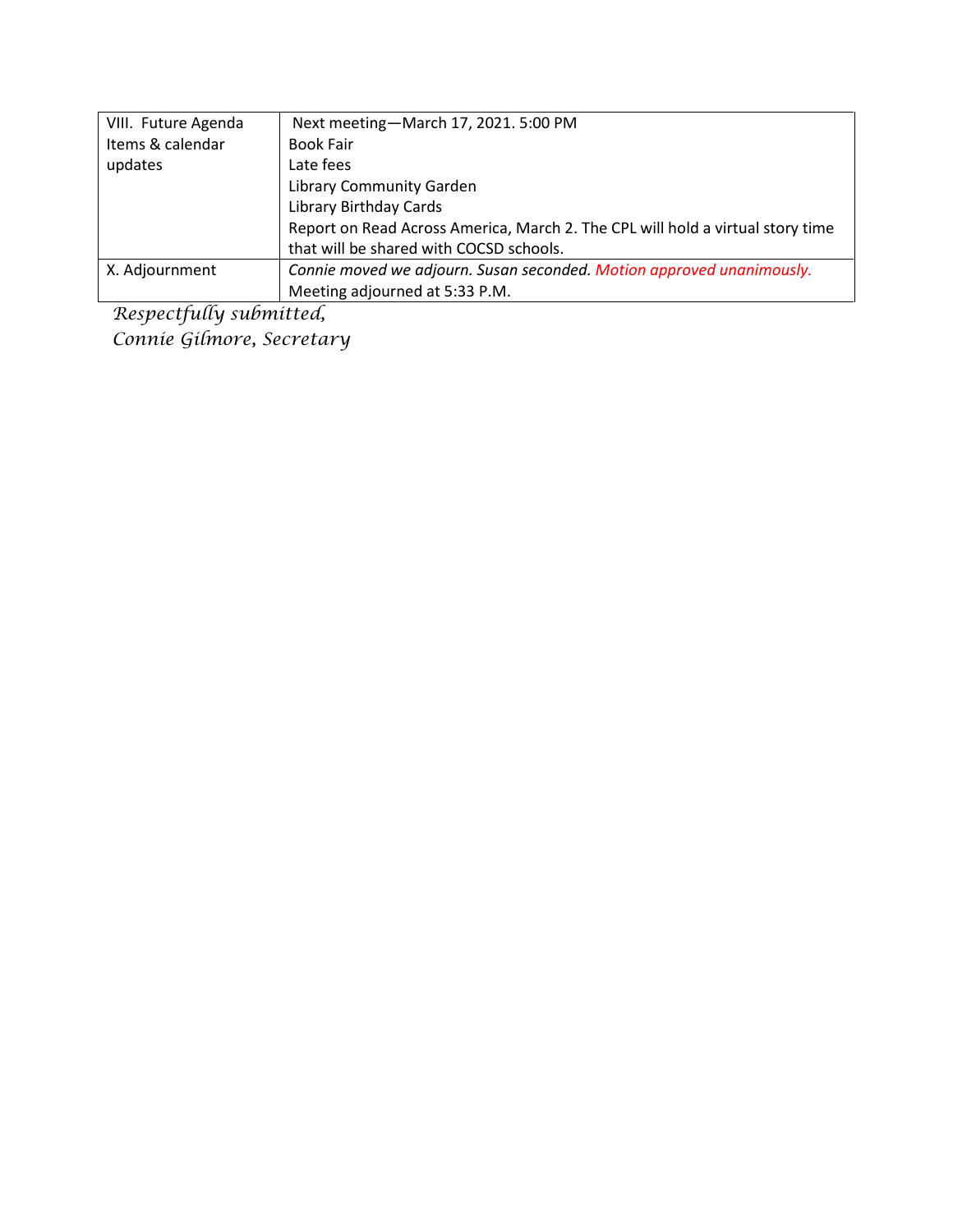| | |
|---|---|
| VIII. Future Agenda Items & calendar updates | Next meeting—March 17, 2021. 5:00 PM<br>Book Fair<br>Late fees<br>Library Community Garden<br>Library Birthday Cards<br>Report on Read Across America, March 2. The CPL will hold a virtual story time that will be shared with COCSD schools. |
| X. Adjournment | *Connie moved we adjourn. Susan seconded. Motion approved unanimously.*<br>Meeting adjourned at 5:33 P.M. |

*Respectfully submitted,*
*Connie Gilmore, Secretary*